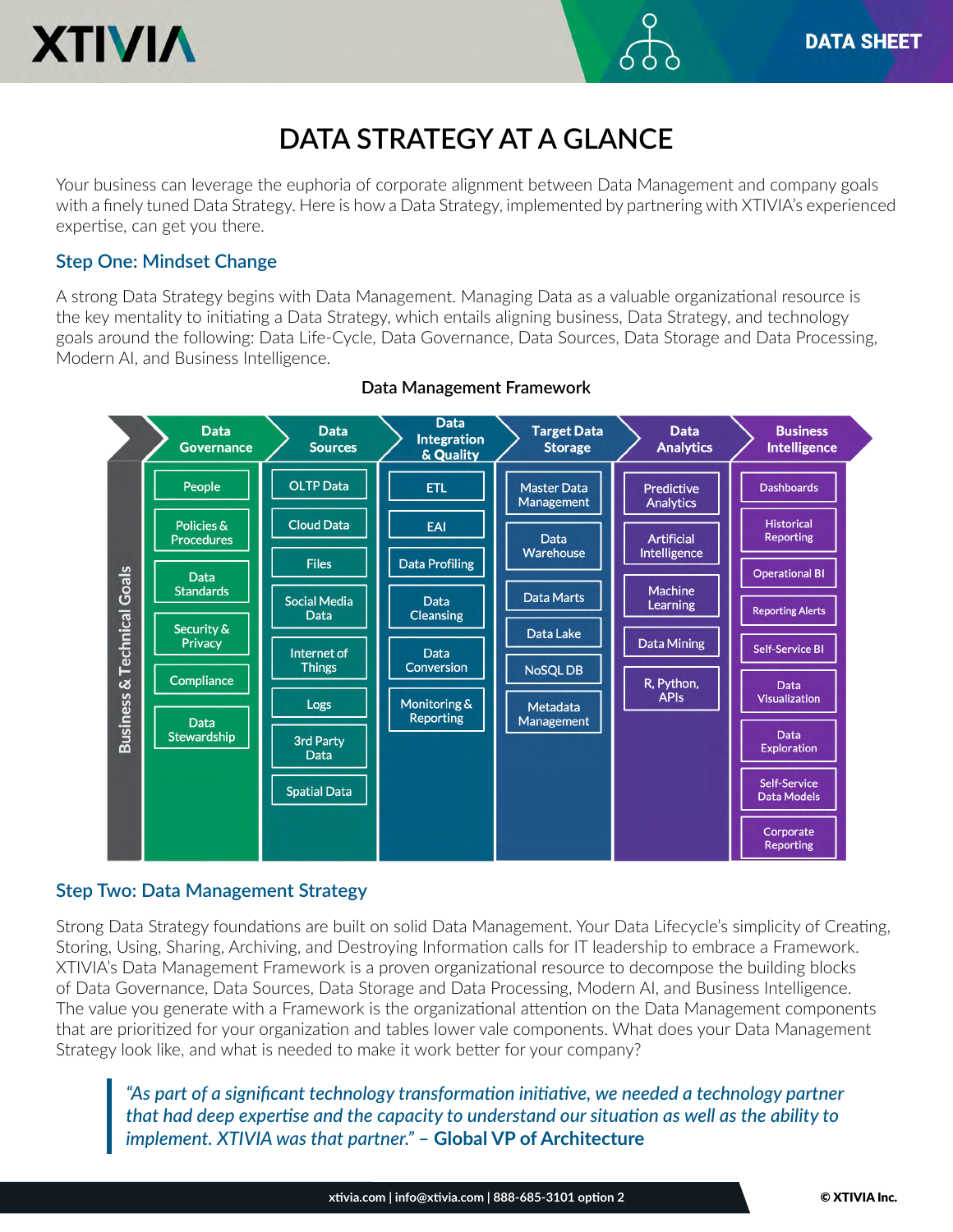# DATA STRATEGY AT A GLANCE

Your business can leverage the euphoria of corporate alignment between Data Management and company goals with a finely tuned Data Strategy. Here is how a Data Strategy, implemented by partnering with XTIVIA's experienced expertise, can get you there.

## Step One: Mindset Change

A strong Data Strategy begins with Data Management. Managing Data as a valuable organizational resource is the key mentality to initiating a Data Strategy, which entails aligning business, Data Strategy, and technology goals around the following: Data Life-Cycle, Data Governance, Data Sources, Data Storage and Data Processing, Modern AI, and Business Intelligence.

**Data Management Framework**

Business & Technical Goals

| Data Governance | Data Sources | Data Integration & Quality | Target Data Storage | Data Analytics | Business Intelligence |
|---|---|---|---|---|---|
| People | OLTP Data | ETL | Master Data Management | Predictive Analytics | Dashboards |
| Policies & Procedures | Cloud Data | EAI | Data Warehouse | Artificial Intelligence | Historical Reporting |
| Data Standards | Files | Data Profiling | Data Marts | Machine Learning | Operational BI |
| Security & Privacy | Social Media Data | Data Cleansing | Data Lake | Data Mining | Reporting Alerts |
| Compliance | Internet of Things | Data Conversion | NoSQL DB | R, Python, APIs | Self-Service BI |
| Data Stewardship | Logs | Monitoring & Reporting | Metadata Management | | Data Visualization |
| | 3rd Party Data | | | | Data Exploration |
| | Spatial Data | | | | Self-Service Data Models |
| | | | | | Corporate Reporting |

## Step Two: Data Management Strategy

Strong Data Strategy foundations are built on solid Data Management. Your Data Lifecycle's simplicity of Creating, Storing, Using, Sharing, Archiving, and Destroying Information calls for IT leadership to embrace a Framework. XTIVIA's Data Management Framework is a proven organizational resource to decompose the building blocks of Data Governance, Data Sources, Data Storage and Data Processing, Modern AI, and Business Intelligence. The value you generate with a Framework is the organizational attention on the Data Management components that are prioritized for your organization and tables lower vale components. What does your Data Management Strategy look like, and what is needed to make it work better for your company?

> *"As part of a significant technology transformation initiative, we needed a technology partner that had deep expertise and the capacity to understand our situation as well as the ability to implement. XTIVIA was that partner."* – **Global VP of Architecture**

xtivia.com | info@xtivia.com | 888-685-3101 option 2

© XTIVIA Inc.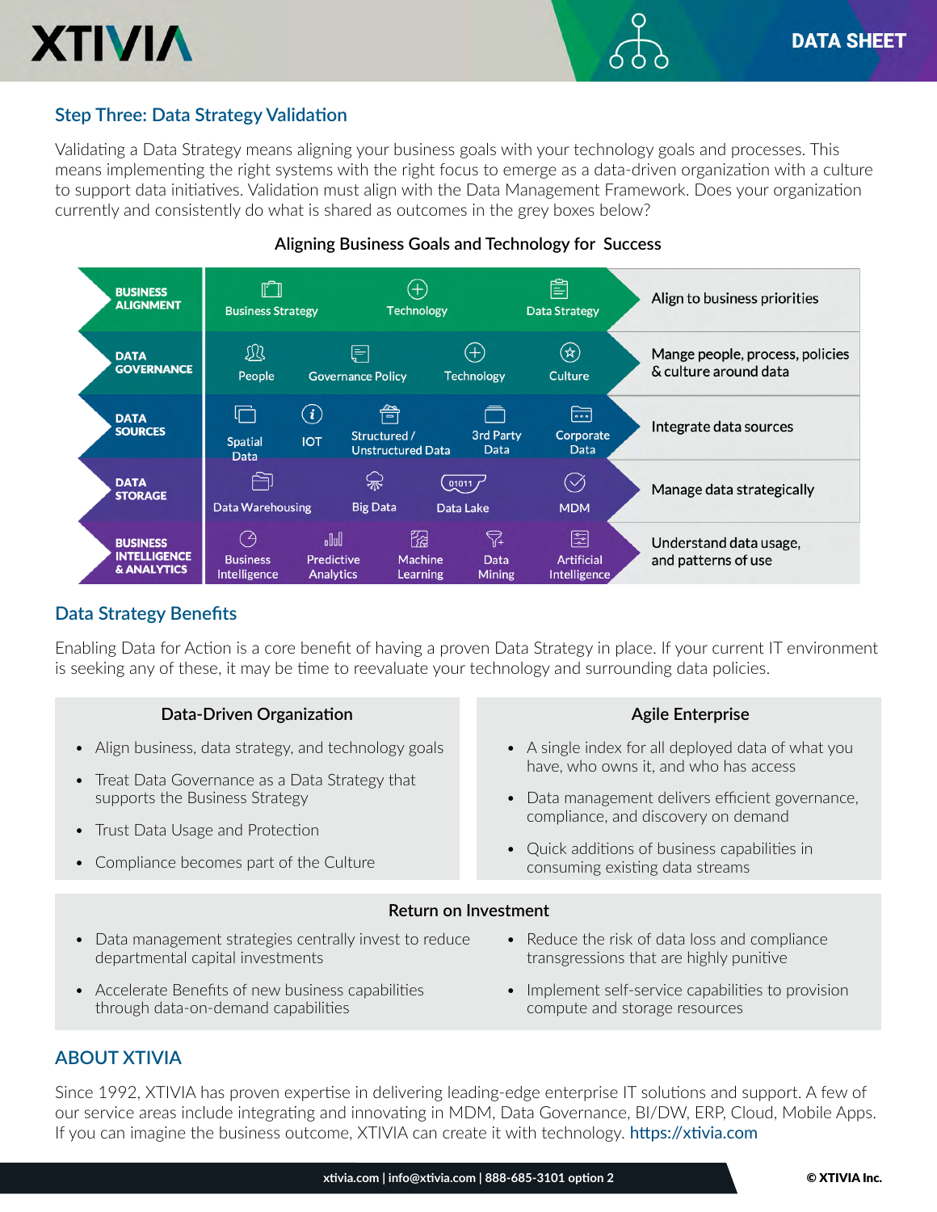## Step Three: Data Strategy Validation

Validating a Data Strategy means aligning your business goals with your technology goals and processes. This means implementing the right systems with the right focus to emerge as a data-driven organization with a culture to support data initiatives. Validation must align with the Data Management Framework. Does your organization currently and consistently do what is shared as outcomes in the grey boxes below?

**Aligning Business Goals and Technology for Success**

| | | |
|---|---|---|
| **BUSINESS ALIGNMENT** | Business Strategy, Technology, Data Strategy | Align to business priorities |
| **DATA GOVERNANCE** | People, Governance Policy, Technology, Culture | Mange people, process, policies & culture around data |
| **DATA SOURCES** | Spatial Data, IOT, Structured / Unstructured Data, 3rd Party Data, Corporate Data | Integrate data sources |
| **DATA STORAGE** | Data Warehousing, Big Data, Data Lake, MDM | Manage data strategically |
| **BUSINESS INTELLIGENCE & ANALYTICS** | Business Intelligence, Predictive Analytics, Machine Learning, Data Mining, Artificial Intelligence | Understand data usage, and patterns of use |

## Data Strategy Benefits

Enabling Data for Action is a core benefit of having a proven Data Strategy in place. If your current IT environment is seeking any of these, it may be time to reevaluate your technology and surrounding data policies.

### Data-Driven Organization

- Align business, data strategy, and technology goals
- Treat Data Governance as a Data Strategy that supports the Business Strategy
- Trust Data Usage and Protection
- Compliance becomes part of the Culture

### Agile Enterprise

- A single index for all deployed data of what you have, who owns it, and who has access
- Data management delivers efficient governance, compliance, and discovery on demand
- Quick additions of business capabilities in consuming existing data streams

### Return on Investment

- Data management strategies centrally invest to reduce departmental capital investments
- Accelerate Benefits of new business capabilities through data-on-demand capabilities
- Reduce the risk of data loss and compliance transgressions that are highly punitive
- Implement self-service capabilities to provision compute and storage resources

## ABOUT XTIVIA

Since 1992, XTIVIA has proven expertise in delivering leading-edge enterprise IT solutions and support. A few of our service areas include integrating and innovating in MDM, Data Governance, BI/DW, ERP, Cloud, Mobile Apps. If you can imagine the business outcome, XTIVIA can create it with technology. https://xtivia.com

xtivia.com | info@xtivia.com | 888-685-3101 option 2

© XTIVIA Inc.